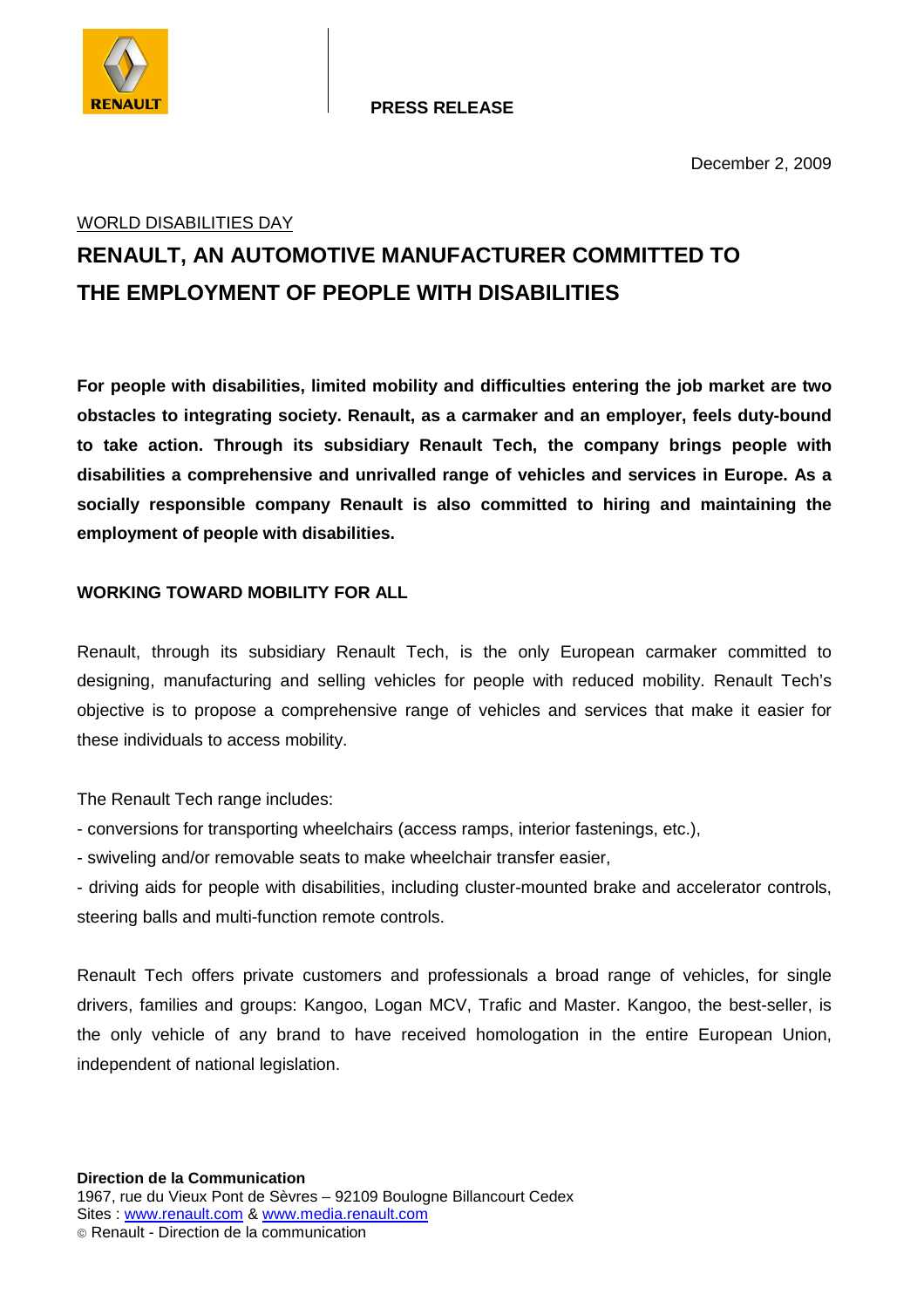**PRESS RELEASE**

December 2, 2009

WORLD DISABILITIES DAY

# RENAULT, AN AUTOMOTIVE MANUFACTURER COMMITTED TO THE EMPLOYMENT OF PEOPLE WITH DISABILITIES

**For people with disabilities, limited mobility and difficulties entering the job market are two obstacles to integrating society. Renault, as a carmaker and an employer, feels duty-bound to take action. Through its subsidiary Renault Tech, the company brings people with disabilities a comprehensive and unrivalled range of vehicles and services in Europe. As a socially responsible company Renault is also committed to hiring and maintaining the employment of people with disabilities.**

## WORKING TOWARD MOBILITY FOR ALL

Renault, through its subsidiary Renault Tech, is the only European carmaker committed to designing, manufacturing and selling vehicles for people with reduced mobility. Renault Tech's objective is to propose a comprehensive range of vehicles and services that make it easier for these individuals to access mobility.

The Renault Tech range includes:

- conversions for transporting wheelchairs (access ramps, interior fastenings, etc.),
- swiveling and/or removable seats to make wheelchair transfer easier,
- driving aids for people with disabilities, including cluster-mounted brake and accelerator controls, steering balls and multi-function remote controls.

Renault Tech offers private customers and professionals a broad range of vehicles, for single drivers, families and groups: Kangoo, Logan MCV, Trafic and Master. Kangoo, the best-seller, is the only vehicle of any brand to have received homologation in the entire European Union, independent of national legislation.

**Direction de la Communication**
1967, rue du Vieux Pont de Sèvres – 92109 Boulogne Billancourt Cedex
Sites : www.renault.com & www.media.renault.com
© Renault - Direction de la communication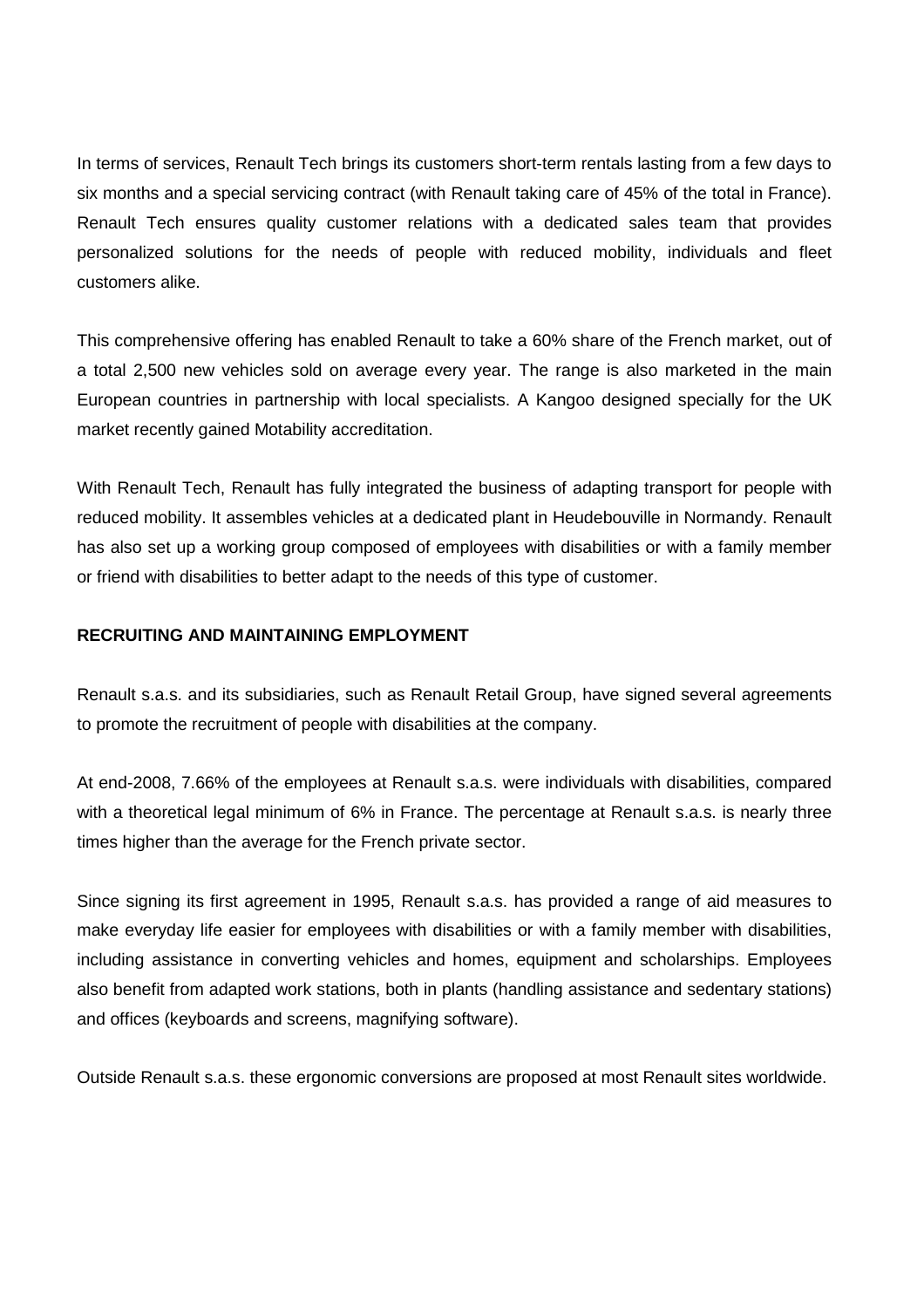In terms of services, Renault Tech brings its customers short-term rentals lasting from a few days to six months and a special servicing contract (with Renault taking care of 45% of the total in France). Renault Tech ensures quality customer relations with a dedicated sales team that provides personalized solutions for the needs of people with reduced mobility, individuals and fleet customers alike.

This comprehensive offering has enabled Renault to take a 60% share of the French market, out of a total 2,500 new vehicles sold on average every year. The range is also marketed in the main European countries in partnership with local specialists. A Kangoo designed specially for the UK market recently gained Motability accreditation.

With Renault Tech, Renault has fully integrated the business of adapting transport for people with reduced mobility. It assembles vehicles at a dedicated plant in Heudebouville in Normandy. Renault has also set up a working group composed of employees with disabilities or with a family member or friend with disabilities to better adapt to the needs of this type of customer.

**RECRUITING AND MAINTAINING EMPLOYMENT**

Renault s.a.s. and its subsidiaries, such as Renault Retail Group, have signed several agreements to promote the recruitment of people with disabilities at the company.

At end-2008, 7.66% of the employees at Renault s.a.s. were individuals with disabilities, compared with a theoretical legal minimum of 6% in France. The percentage at Renault s.a.s. is nearly three times higher than the average for the French private sector.

Since signing its first agreement in 1995, Renault s.a.s. has provided a range of aid measures to make everyday life easier for employees with disabilities or with a family member with disabilities, including assistance in converting vehicles and homes, equipment and scholarships. Employees also benefit from adapted work stations, both in plants (handling assistance and sedentary stations) and offices (keyboards and screens, magnifying software).

Outside Renault s.a.s. these ergonomic conversions are proposed at most Renault sites worldwide.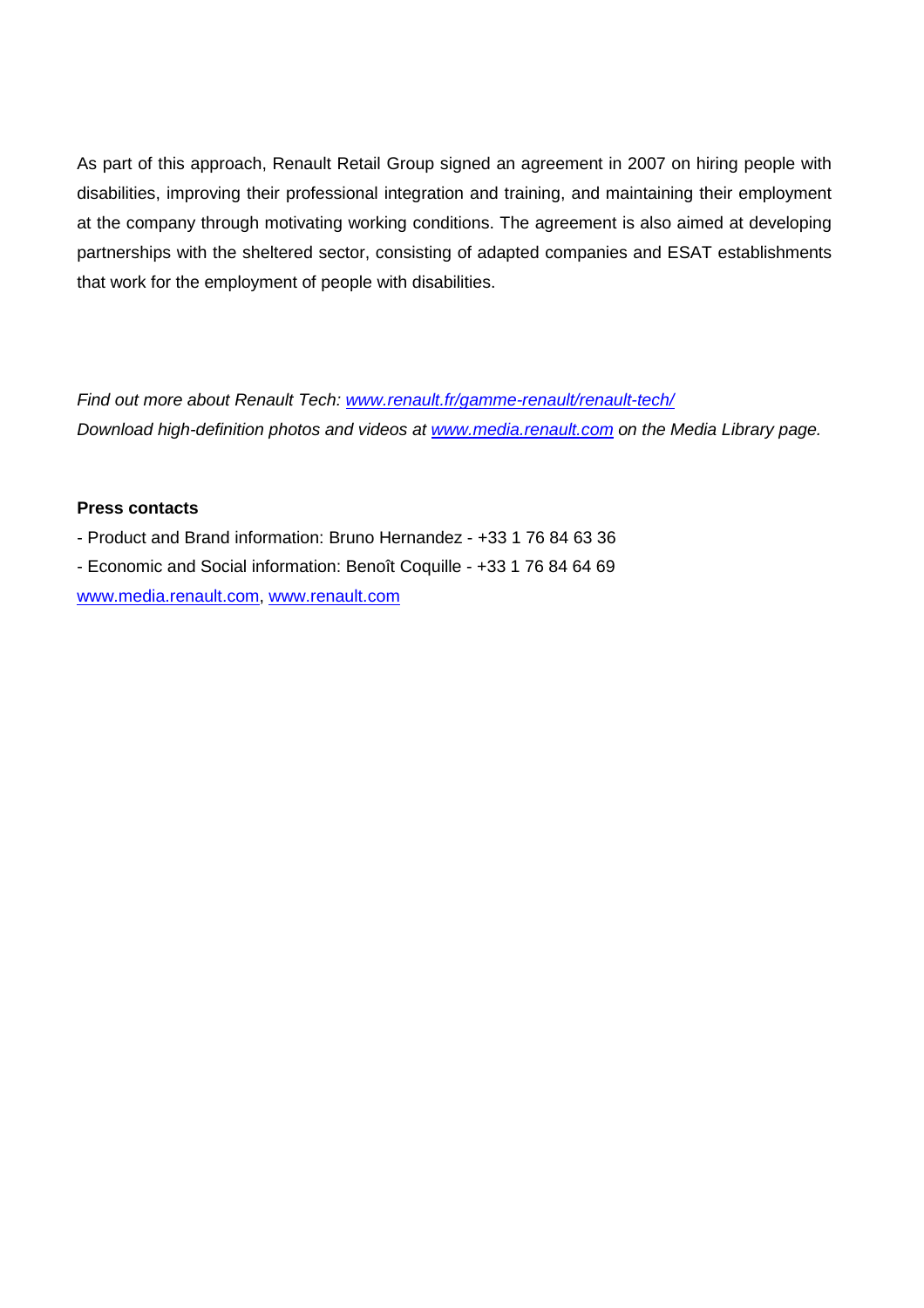As part of this approach, Renault Retail Group signed an agreement in 2007 on hiring people with disabilities, improving their professional integration and training, and maintaining their employment at the company through motivating working conditions. The agreement is also aimed at developing partnerships with the sheltered sector, consisting of adapted companies and ESAT establishments that work for the employment of people with disabilities.

*Find out more about Renault Tech: [www.renault.fr/gamme-renault/renault-tech/](http://www.renault.fr/gamme-renault/renault-tech/)*
*Download high-definition photos and videos at [www.media.renault.com](http://www.media.renault.com) on the Media Library page.*

**Press contacts**

- Product and Brand information: Bruno Hernandez - +33 1 76 84 63 36
- Economic and Social information: Benoît Coquille - +33 1 76 84 64 69

[www.media.renault.com](http://www.media.renault.com), [www.renault.com](http://www.renault.com)